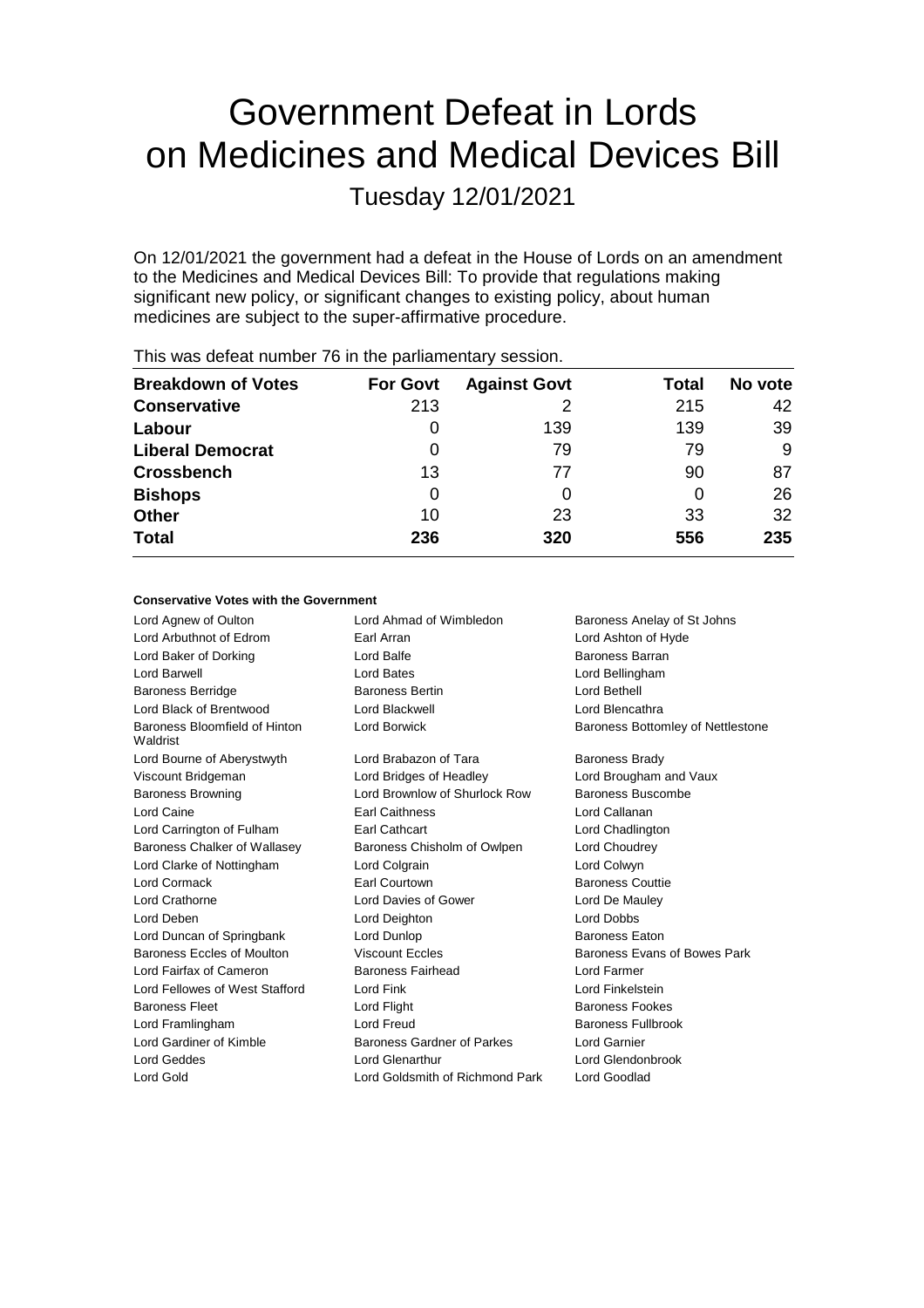# Government Defeat in Lords on Medicines and Medical Devices Bill

## Tuesday 12/01/2021

On 12/01/2021 the government had a defeat in the House of Lords on an amendment to the Medicines and Medical Devices Bill: To provide that regulations making significant new policy, or significant changes to existing policy, about human medicines are subject to the super-affirmative procedure.

This was defeat number 76 in the parliamentary session.

| Breakdown of Votes | For Govt | Against Govt | Total | No vote |
|---|---|---|---|---|
| **Conservative** | 213 | 2 | 215 | 42 |
| **Labour** | 0 | 139 | 139 | 39 |
| **Liberal Democrat** | 0 | 79 | 79 | 9 |
| **Crossbench** | 13 | 77 | 90 | 87 |
| **Bishops** | 0 | 0 | 0 | 26 |
| **Other** | 10 | 23 | 33 | 32 |
| **Total** | **236** | **320** | **556** | **235** |

#### Conservative Votes with the Government

| | | |
|---|---|---|
| Lord Agnew of Oulton | Lord Ahmad of Wimbledon | Baroness Anelay of St Johns |
| Lord Arbuthnot of Edrom | Earl Arran | Lord Ashton of Hyde |
| Lord Baker of Dorking | Lord Balfe | Baroness Barran |
| Lord Barwell | Lord Bates | Lord Bellingham |
| Baroness Berridge | Baroness Bertin | Lord Bethell |
| Lord Black of Brentwood | Lord Blackwell | Lord Blencathra |
| Baroness Bloomfield of Hinton Waldrist | Lord Borwick | Baroness Bottomley of Nettlestone |
| Lord Bourne of Aberystwyth | Lord Brabazon of Tara | Baroness Brady |
| Viscount Bridgeman | Lord Bridges of Headley | Lord Brougham and Vaux |
| Baroness Browning | Lord Brownlow of Shurlock Row | Baroness Buscombe |
| Lord Caine | Earl Caithness | Lord Callanan |
| Lord Carrington of Fulham | Earl Cathcart | Lord Chadlington |
| Baroness Chalker of Wallasey | Baroness Chisholm of Owlpen | Lord Choudrey |
| Lord Clarke of Nottingham | Lord Colgrain | Lord Colwyn |
| Lord Cormack | Earl Courtown | Baroness Couttie |
| Lord Crathorne | Lord Davies of Gower | Lord De Mauley |
| Lord Deben | Lord Deighton | Lord Dobbs |
| Lord Duncan of Springbank | Lord Dunlop | Baroness Eaton |
| Baroness Eccles of Moulton | Viscount Eccles | Baroness Evans of Bowes Park |
| Lord Fairfax of Cameron | Baroness Fairhead | Lord Farmer |
| Lord Fellowes of West Stafford | Lord Fink | Lord Finkelstein |
| Baroness Fleet | Lord Flight | Baroness Fookes |
| Lord Framlingham | Lord Freud | Baroness Fullbrook |
| Lord Gardiner of Kimble | Baroness Gardner of Parkes | Lord Garnier |
| Lord Geddes | Lord Glenarthur | Lord Glendonbrook |
| Lord Gold | Lord Goldsmith of Richmond Park | Lord Goodlad |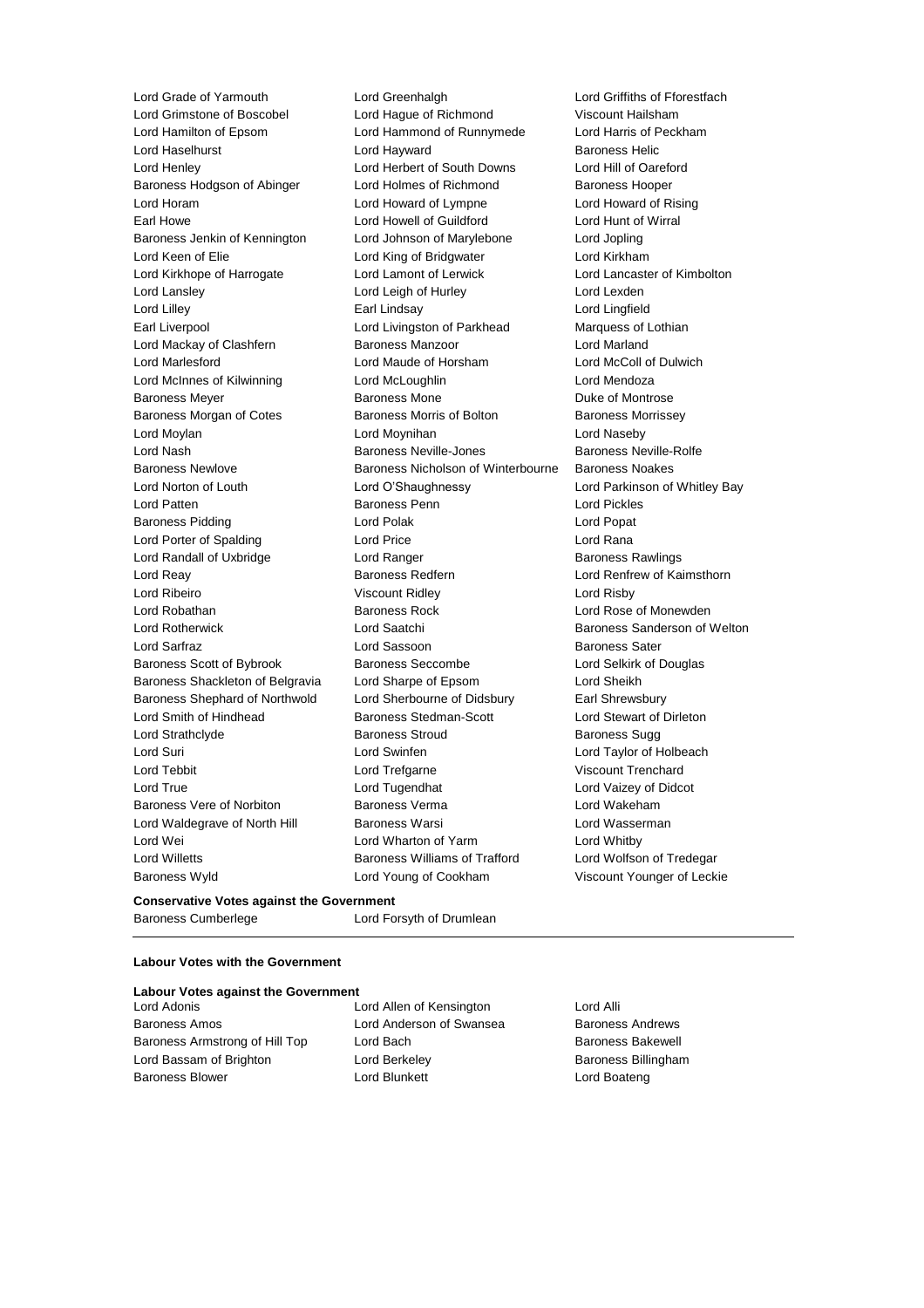Lord Grade of Yarmouth
Lord Greenhalgh
Lord Griffiths of Fforestfach
Lord Grimstone of Boscobel
Lord Hague of Richmond
Viscount Hailsham
Lord Hamilton of Epsom
Lord Hammond of Runnymede
Lord Harris of Peckham
Lord Haselhurst
Lord Hayward
Baroness Helic
Lord Henley
Lord Herbert of South Downs
Lord Hill of Oareford
Baroness Hodgson of Abinger
Lord Holmes of Richmond
Baroness Hooper
Lord Horam
Lord Howard of Lympne
Lord Howard of Rising
Earl Howe
Lord Howell of Guildford
Lord Hunt of Wirral
Baroness Jenkin of Kennington
Lord Johnson of Marylebone
Lord Jopling
Lord Keen of Elie
Lord King of Bridgwater
Lord Kirkham
Lord Kirkhope of Harrogate
Lord Lamont of Lerwick
Lord Lancaster of Kimbolton
Lord Lansley
Lord Leigh of Hurley
Lord Lexden
Lord Lilley
Earl Lindsay
Lord Lingfield
Earl Liverpool
Lord Livingston of Parkhead
Marquess of Lothian
Lord Mackay of Clashfern
Baroness Manzoor
Lord Marland
Lord Marlesford
Lord Maude of Horsham
Lord McColl of Dulwich
Lord McInnes of Kilwinning
Lord McLoughlin
Lord Mendoza
Baroness Meyer
Baroness Mone
Duke of Montrose
Baroness Morgan of Cotes
Baroness Morris of Bolton
Baroness Morrissey
Lord Moylan
Lord Moynihan
Lord Naseby
Lord Nash
Baroness Neville-Jones
Baroness Neville-Rolfe
Baroness Newlove
Baroness Nicholson of Winterbourne
Baroness Noakes
Lord Norton of Louth
Lord O'Shaughnessy
Lord Parkinson of Whitley Bay
Lord Patten
Baroness Penn
Lord Pickles
Baroness Pidding
Lord Polak
Lord Popat
Lord Porter of Spalding
Lord Price
Lord Rana
Lord Randall of Uxbridge
Lord Ranger
Baroness Rawlings
Lord Reay
Baroness Redfern
Lord Renfrew of Kaimsthorn
Lord Ribeiro
Viscount Ridley
Lord Risby
Lord Robathan
Baroness Rock
Lord Rose of Monewden
Lord Rotherwick
Lord Saatchi
Baroness Sanderson of Welton
Lord Sarfraz
Lord Sassoon
Baroness Sater
Baroness Scott of Bybrook
Baroness Seccombe
Lord Selkirk of Douglas
Baroness Shackleton of Belgravia
Lord Sharpe of Epsom
Lord Sheikh
Baroness Shephard of Northwold
Lord Sherbourne of Didsbury
Earl Shrewsbury
Lord Smith of Hindhead
Baroness Stedman-Scott
Lord Stewart of Dirleton
Lord Strathclyde
Baroness Stroud
Baroness Sugg
Lord Suri
Lord Swinfen
Lord Taylor of Holbeach
Lord Tebbit
Lord Trefgarne
Viscount Trenchard
Lord True
Lord Tugendhat
Lord Vaizey of Didcot
Baroness Vere of Norbiton
Baroness Verma
Lord Wakeham
Lord Waldegrave of North Hill
Baroness Warsi
Lord Wasserman
Lord Wei
Lord Wharton of Yarm
Lord Whitby
Lord Willetts
Baroness Williams of Trafford
Lord Wolfson of Tredegar
Baroness Wyld
Lord Young of Cookham
Viscount Younger of Leckie

**Conservative Votes against the Government**

Baroness Cumberlege
Lord Forsyth of Drumlean

---

**Labour Votes with the Government**

**Labour Votes against the Government**

Lord Adonis
Lord Allen of Kensington
Lord Alli
Baroness Amos
Lord Anderson of Swansea
Baroness Andrews
Baroness Armstrong of Hill Top
Lord Bach
Baroness Bakewell
Lord Bassam of Brighton
Lord Berkeley
Baroness Billingham
Baroness Blower
Lord Blunkett
Lord Boateng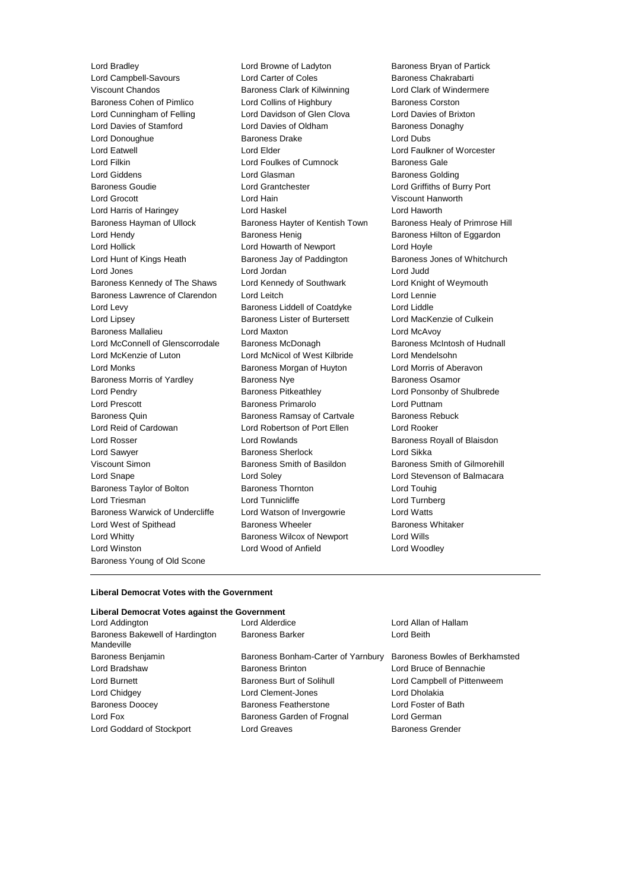Lord Bradley
Lord Browne of Ladyton
Baroness Bryan of Partick
Lord Campbell-Savours
Lord Carter of Coles
Baroness Chakrabarti
Viscount Chandos
Baroness Clark of Kilwinning
Lord Clark of Windermere
Baroness Cohen of Pimlico
Lord Collins of Highbury
Baroness Corston
Lord Cunningham of Felling
Lord Davidson of Glen Clova
Lord Davies of Brixton
Lord Davies of Stamford
Lord Davies of Oldham
Baroness Donaghy
Lord Donoughue
Baroness Drake
Lord Dubs
Lord Eatwell
Lord Elder
Lord Faulkner of Worcester
Lord Filkin
Lord Foulkes of Cumnock
Baroness Gale
Lord Giddens
Lord Glasman
Baroness Golding
Baroness Goudie
Lord Grantchester
Lord Griffiths of Burry Port
Lord Grocott
Lord Hain
Viscount Hanworth
Lord Harris of Haringey
Lord Haskel
Lord Haworth
Baroness Hayman of Ullock
Baroness Hayter of Kentish Town
Baroness Healy of Primrose Hill
Lord Hendy
Baroness Henig
Baroness Hilton of Eggardon
Lord Hollick
Lord Howarth of Newport
Lord Hoyle
Lord Hunt of Kings Heath
Baroness Jay of Paddington
Baroness Jones of Whitchurch
Lord Jones
Lord Jordan
Lord Judd
Baroness Kennedy of The Shaws
Lord Kennedy of Southwark
Lord Knight of Weymouth
Baroness Lawrence of Clarendon
Lord Leitch
Lord Lennie
Lord Levy
Baroness Liddell of Coatdyke
Lord Liddle
Lord Lipsey
Baroness Lister of Burtersett
Lord MacKenzie of Culkein
Baroness Mallalieu
Lord Maxton
Lord McAvoy
Lord McConnell of Glenscorrodale
Baroness McDonagh
Baroness McIntosh of Hudnall
Lord McKenzie of Luton
Lord McNicol of West Kilbride
Lord Mendelsohn
Lord Monks
Baroness Morgan of Huyton
Lord Morris of Aberavon
Baroness Morris of Yardley
Baroness Nye
Baroness Osamor
Lord Pendry
Baroness Pitkeathley
Lord Ponsonby of Shulbrede
Lord Prescott
Baroness Primarolo
Lord Puttnam
Baroness Quin
Baroness Ramsay of Cartvale
Baroness Rebuck
Lord Reid of Cardowan
Lord Robertson of Port Ellen
Lord Rooker
Lord Rosser
Lord Rowlands
Baroness Royall of Blaisdon
Lord Sawyer
Baroness Sherlock
Lord Sikka
Viscount Simon
Baroness Smith of Basildon
Baroness Smith of Gilmorehill
Lord Snape
Lord Soley
Lord Stevenson of Balmacara
Baroness Taylor of Bolton
Baroness Thornton
Lord Touhig
Lord Triesman
Lord Tunnicliffe
Lord Turnberg
Baroness Warwick of Undercliffe
Lord Watson of Invergowrie
Lord Watts
Lord West of Spithead
Baroness Wheeler
Baroness Whitaker
Lord Whitty
Baroness Wilcox of Newport
Lord Wills
Lord Winston
Lord Wood of Anfield
Lord Woodley
Baroness Young of Old Scone

---

**Liberal Democrat Votes with the Government**

**Liberal Democrat Votes against the Government**

Lord Addington
Lord Alderdice
Lord Allan of Hallam
Baroness Bakewell of Hardington Mandeville
Baroness Barker
Lord Beith
Baroness Benjamin
Baroness Bonham-Carter of Yarnbury
Baroness Bowles of Berkhamsted
Lord Bradshaw
Baroness Brinton
Lord Bruce of Bennachie
Lord Burnett
Baroness Burt of Solihull
Lord Campbell of Pittenweem
Lord Chidgey
Lord Clement-Jones
Lord Dholakia
Baroness Doocey
Baroness Featherstone
Lord Foster of Bath
Lord Fox
Baroness Garden of Frognal
Lord German
Lord Goddard of Stockport
Lord Greaves
Baroness Grender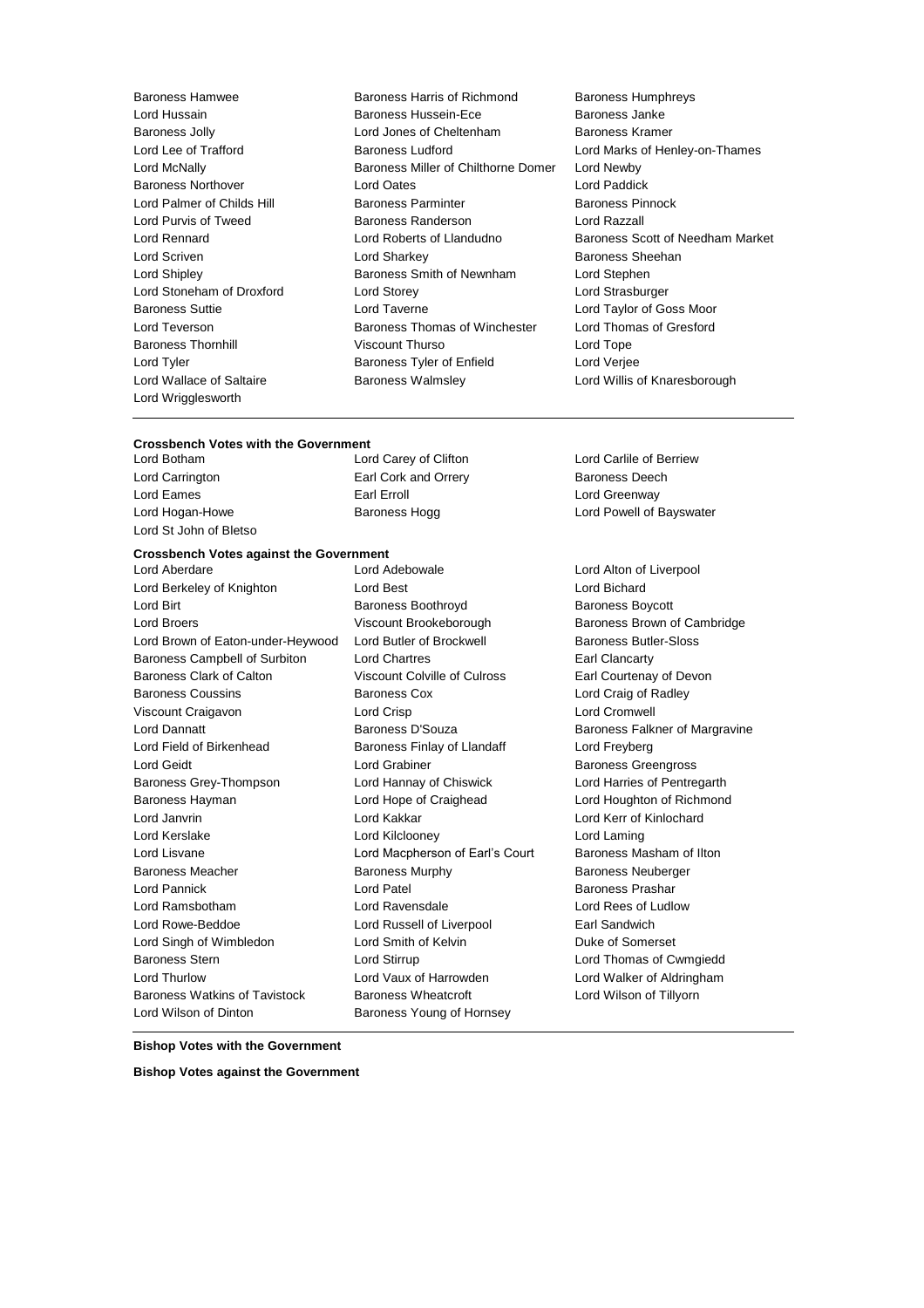Baroness Hamwee, Baroness Harris of Richmond, Baroness Humphreys, Lord Hussain, Baroness Hussein-Ece, Baroness Janke, Baroness Jolly, Lord Jones of Cheltenham, Baroness Kramer, Lord Lee of Trafford, Baroness Ludford, Lord Marks of Henley-on-Thames, Lord McNally, Baroness Miller of Chilthorne Domer, Lord Newby, Baroness Northover, Lord Oates, Lord Paddick, Lord Palmer of Childs Hill, Baroness Parminter, Baroness Pinnock, Lord Purvis of Tweed, Baroness Randerson, Lord Razzall, Lord Rennard, Lord Roberts of Llandudno, Baroness Scott of Needham Market, Lord Scriven, Lord Sharkey, Baroness Sheehan, Lord Shipley, Baroness Smith of Newnham, Lord Stephen, Lord Stoneham of Droxford, Lord Storey, Lord Strasburger, Baroness Suttie, Lord Taverne, Lord Taylor of Goss Moor, Lord Teverson, Baroness Thomas of Winchester, Lord Thomas of Gresford, Baroness Thornhill, Viscount Thurso, Lord Tope, Lord Tyler, Baroness Tyler of Enfield, Lord Verjee, Lord Wallace of Saltaire, Baroness Walmsley, Lord Willis of Knaresborough, Lord Wrigglesworth

**Crossbench Votes with the Government**

Lord Botham, Lord Carey of Clifton, Lord Carlile of Berriew, Lord Carrington, Earl Cork and Orrery, Baroness Deech, Lord Eames, Earl Erroll, Lord Greenway, Lord Hogan-Howe, Baroness Hogg, Lord Powell of Bayswater, Lord St John of Bletso

**Crossbench Votes against the Government**

Lord Aberdare, Lord Adebowale, Lord Alton of Liverpool, Lord Berkeley of Knighton, Lord Best, Lord Bichard, Lord Birt, Baroness Boothroyd, Baroness Boycott, Lord Broers, Viscount Brookeborough, Baroness Brown of Cambridge, Lord Brown of Eaton-under-Heywood, Lord Butler of Brockwell, Baroness Butler-Sloss, Baroness Campbell of Surbiton, Lord Chartres, Earl Clancarty, Baroness Clark of Calton, Viscount Colville of Culross, Earl Courtenay of Devon, Baroness Coussins, Baroness Cox, Lord Craig of Radley, Viscount Craigavon, Lord Crisp, Lord Cromwell, Lord Dannatt, Baroness D'Souza, Baroness Falkner of Margravine, Lord Field of Birkenhead, Baroness Finlay of Llandaff, Lord Freyberg, Lord Geidt, Lord Grabiner, Baroness Greengross, Baroness Grey-Thompson, Lord Hannay of Chiswick, Lord Harries of Pentregarth, Baroness Hayman, Lord Hope of Craighead, Lord Houghton of Richmond, Lord Janvrin, Lord Kakkar, Lord Kerr of Kinlochard, Lord Kerslake, Lord Kilclooney, Lord Laming, Lord Lisvane, Lord Macpherson of Earl's Court, Baroness Masham of Ilton, Baroness Meacher, Baroness Murphy, Baroness Neuberger, Lord Pannick, Lord Patel, Baroness Prashar, Lord Ramsbotham, Lord Ravensdale, Lord Rees of Ludlow, Lord Rowe-Beddoe, Lord Russell of Liverpool, Earl Sandwich, Lord Singh of Wimbledon, Lord Smith of Kelvin, Duke of Somerset, Baroness Stern, Lord Stirrup, Lord Thomas of Cwmgiedd, Lord Thurlow, Lord Vaux of Harrowden, Lord Walker of Aldringham, Baroness Watkins of Tavistock, Baroness Wheatcroft, Lord Wilson of Tillyorn, Lord Wilson of Dinton, Baroness Young of Hornsey

**Bishop Votes with the Government**

**Bishop Votes against the Government**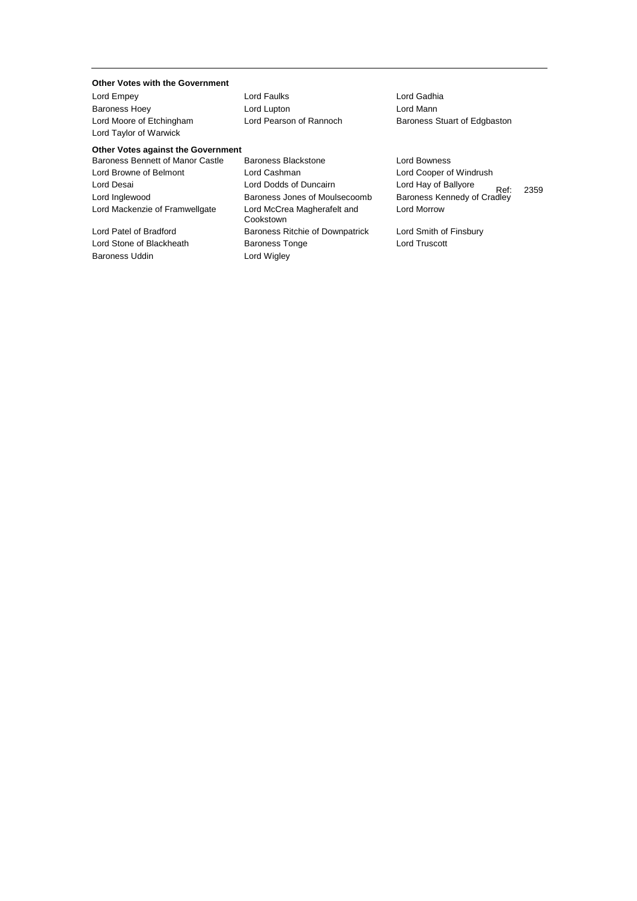**Other Votes with the Government**

Lord Empey
Lord Faulks
Lord Gadhia
Baroness Hoey
Lord Lupton
Lord Mann
Lord Moore of Etchingham
Lord Pearson of Rannoch
Baroness Stuart of Edgbaston
Lord Taylor of Warwick

**Other Votes against the Government**

Baroness Bennett of Manor Castle
Baroness Blackstone
Lord Bowness
Lord Browne of Belmont
Lord Cashman
Lord Cooper of Windrush
Lord Desai
Lord Dodds of Duncairn
Lord Hay of Ballyore
Lord Inglewood
Baroness Jones of Moulsecoomb
Baroness Kennedy of Cradley
Lord Mackenzie of Framwellgate
Lord McCrea Magherafelt and Cookstown
Lord Morrow
Lord Patel of Bradford
Baroness Ritchie of Downpatrick
Lord Smith of Finsbury
Lord Stone of Blackheath
Baroness Tonge
Lord Truscott
Baroness Uddin
Lord Wigley

Ref: 2359